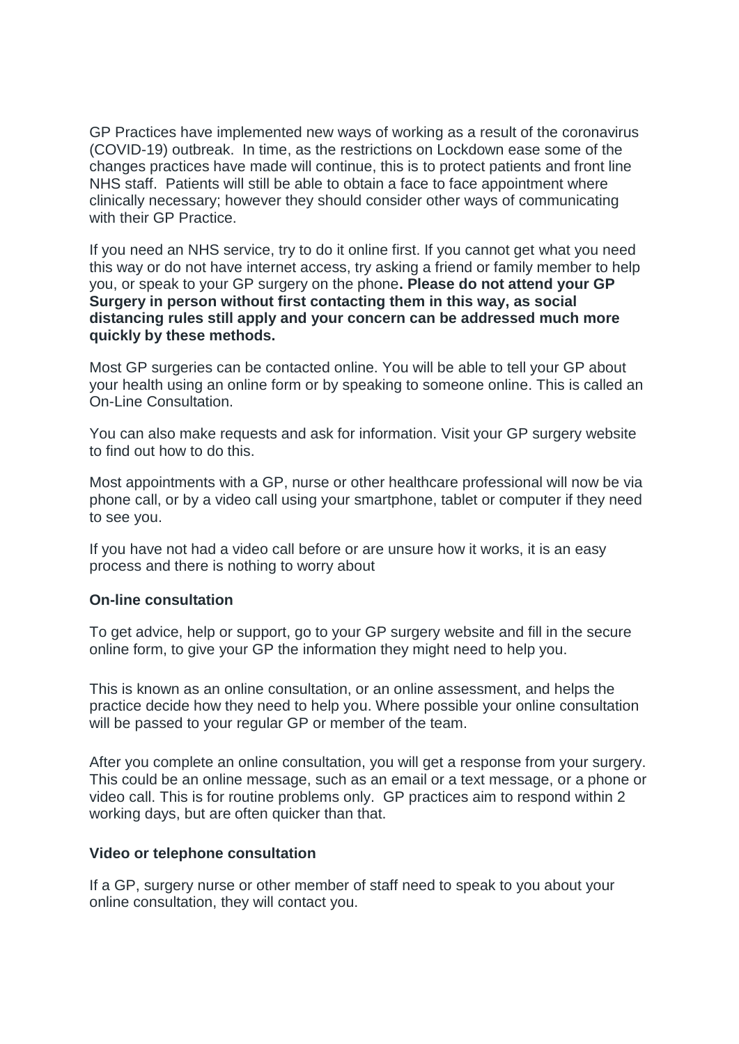GP Practices have implemented new ways of working as a result of the coronavirus (COVID-19) outbreak.  In time, as the restrictions on Lockdown ease some of the changes practices have made will continue, this is to protect patients and front line NHS staff.  Patients will still be able to obtain a face to face appointment where clinically necessary; however they should consider other ways of communicating with their GP Practice.

If you need an NHS service, try to do it online first. If you cannot get what you need this way or do not have internet access, try asking a friend or family member to help you, or speak to your GP surgery on the phone**. Please do not attend your GP Surgery in person without first contacting them in this way, as social distancing rules still apply and your concern can be addressed much more quickly by these methods.**

Most GP surgeries can be contacted online. You will be able to tell your GP about your health using an online form or by speaking to someone online. This is called an On-Line Consultation.

You can also make requests and ask for information. Visit your GP surgery website to find out how to do this.

Most appointments with a GP, nurse or other healthcare professional will now be via phone call, or by a video call using your smartphone, tablet or computer if they need to see you.

If you have not had a video call before or are unsure how it works, it is an easy process and there is nothing to worry about

**On-line consultation**

To get advice, help or support, go to your GP surgery website and fill in the secure online form, to give your GP the information they might need to help you.

This is known as an online consultation, or an online assessment, and helps the practice decide how they need to help you. Where possible your online consultation will be passed to your regular GP or member of the team.

After you complete an online consultation, you will get a response from your surgery. This could be an online message, such as an email or a text message, or a phone or video call. This is for routine problems only.  GP practices aim to respond within 2 working days, but are often quicker than that.

**Video or telephone consultation**

If a GP, surgery nurse or other member of staff need to speak to you about your online consultation, they will contact you.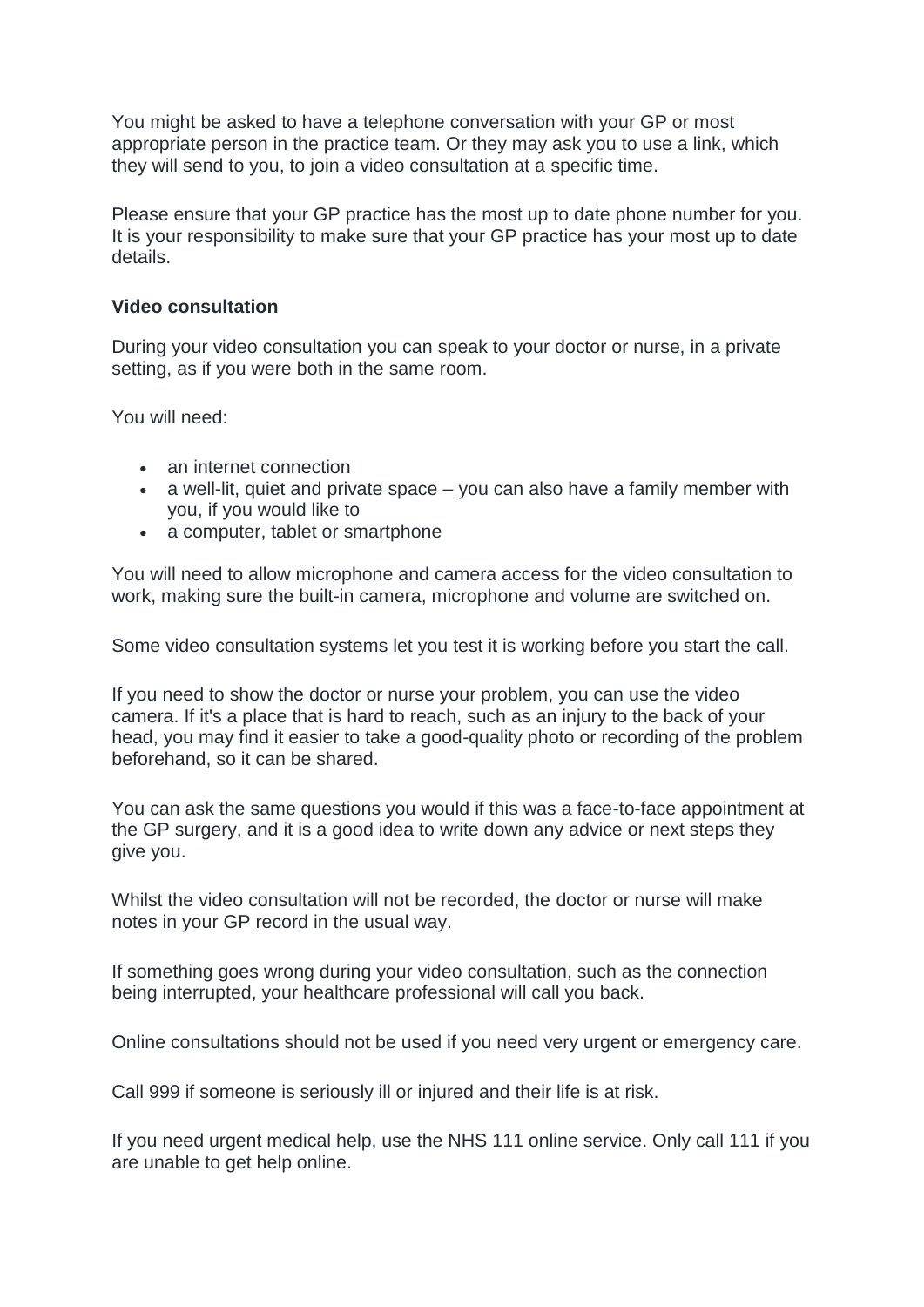You might be asked to have a telephone conversation with your GP or most appropriate person in the practice team. Or they may ask you to use a link, which they will send to you, to join a video consultation at a specific time.

Please ensure that your GP practice has the most up to date phone number for you. It is your responsibility to make sure that your GP practice has your most up to date details.

**Video consultation**

During your video consultation you can speak to your doctor or nurse, in a private setting, as if you were both in the same room.

You will need:

- an internet connection
- a well-lit, quiet and private space – you can also have a family member with you, if you would like to
- a computer, tablet or smartphone

You will need to allow microphone and camera access for the video consultation to work, making sure the built-in camera, microphone and volume are switched on.

Some video consultation systems let you test it is working before you start the call.

If you need to show the doctor or nurse your problem, you can use the video camera. If it's a place that is hard to reach, such as an injury to the back of your head, you may find it easier to take a good-quality photo or recording of the problem beforehand, so it can be shared.

You can ask the same questions you would if this was a face-to-face appointment at the GP surgery, and it is a good idea to write down any advice or next steps they give you.

Whilst the video consultation will not be recorded, the doctor or nurse will make notes in your GP record in the usual way.

If something goes wrong during your video consultation, such as the connection being interrupted, your healthcare professional will call you back.

Online consultations should not be used if you need very urgent or emergency care.

Call 999 if someone is seriously ill or injured and their life is at risk.

If you need urgent medical help, use the NHS 111 online service. Only call 111 if you are unable to get help online.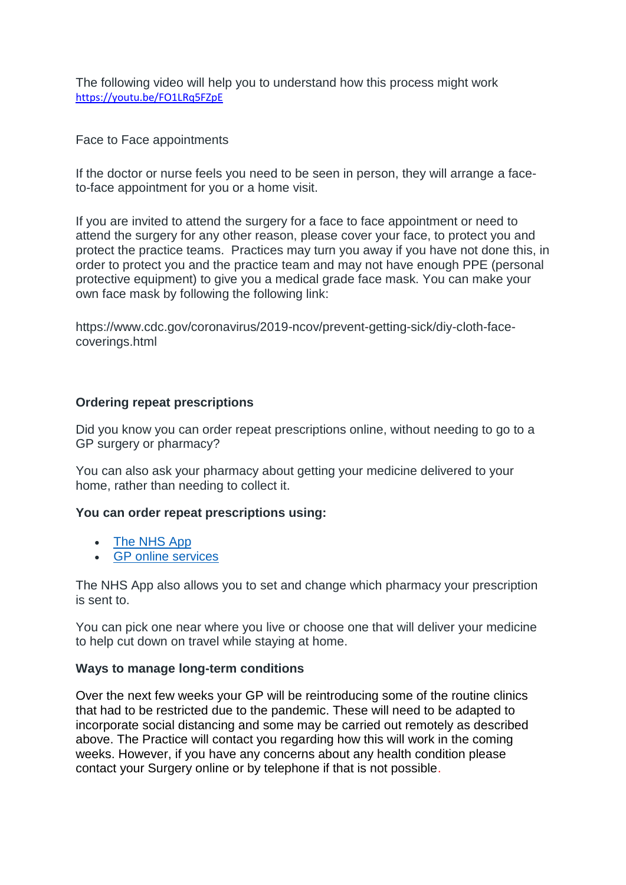The following video will help you to understand how this process might work
[https://youtu.be/FO1LRq5FZpE](https://youtu.be/FO1LRq5FZpE)

Face to Face appointments

If the doctor or nurse feels you need to be seen in person, they will arrange a face-to-face appointment for you or a home visit.

If you are invited to attend the surgery for a face to face appointment or need to attend the surgery for any other reason, please cover your face, to protect you and protect the practice teams. Practices may turn you away if you have not done this, in order to protect you and the practice team and may not have enough PPE (personal protective equipment) to give you a medical grade face mask. You can make your own face mask by following the following link:

https://www.cdc.gov/coronavirus/2019-ncov/prevent-getting-sick/diy-cloth-face-coverings.html

**Ordering repeat prescriptions**

Did you know you can order repeat prescriptions online, without needing to go to a GP surgery or pharmacy?

You can also ask your pharmacy about getting your medicine delivered to your home, rather than needing to collect it.

**You can order repeat prescriptions using:**

- The NHS App
- GP online services

The NHS App also allows you to set and change which pharmacy your prescription is sent to.

You can pick one near where you live or choose one that will deliver your medicine to help cut down on travel while staying at home.

**Ways to manage long-term conditions**

Over the next few weeks your GP will be reintroducing some of the routine clinics that had to be restricted due to the pandemic. These will need to be adapted to incorporate social distancing and some may be carried out remotely as described above. The Practice will contact you regarding how this will work in the coming weeks. However, if you have any concerns about any health condition please contact your Surgery online or by telephone if that is not possible.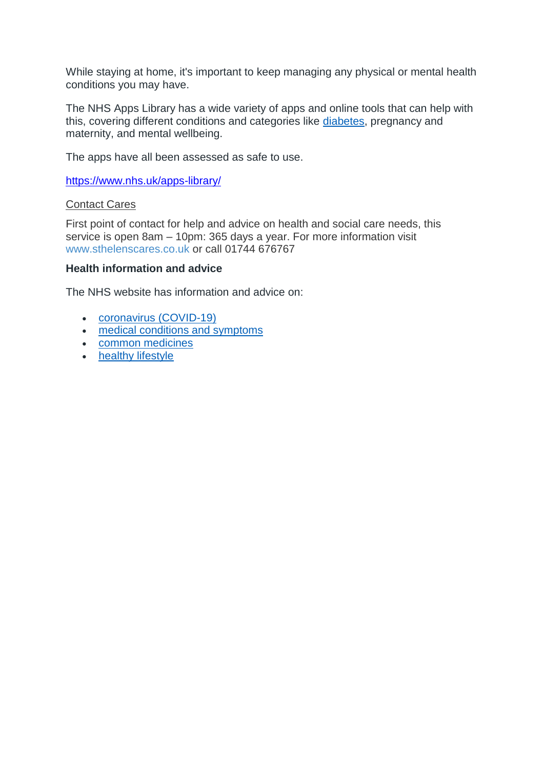While staying at home, it's important to keep managing any physical or mental health conditions you may have.

The NHS Apps Library has a wide variety of apps and online tools that can help with this, covering different conditions and categories like diabetes, pregnancy and maternity, and mental wellbeing.

The apps have all been assessed as safe to use.

https://www.nhs.uk/apps-library/

Contact Cares

First point of contact for help and advice on health and social care needs, this service is open 8am – 10pm: 365 days a year. For more information visit www.sthelenscares.co.uk or call 01744 676767

**Health information and advice**

The NHS website has information and advice on:

- coronavirus (COVID-19)
- medical conditions and symptoms
- common medicines
- healthy lifestyle